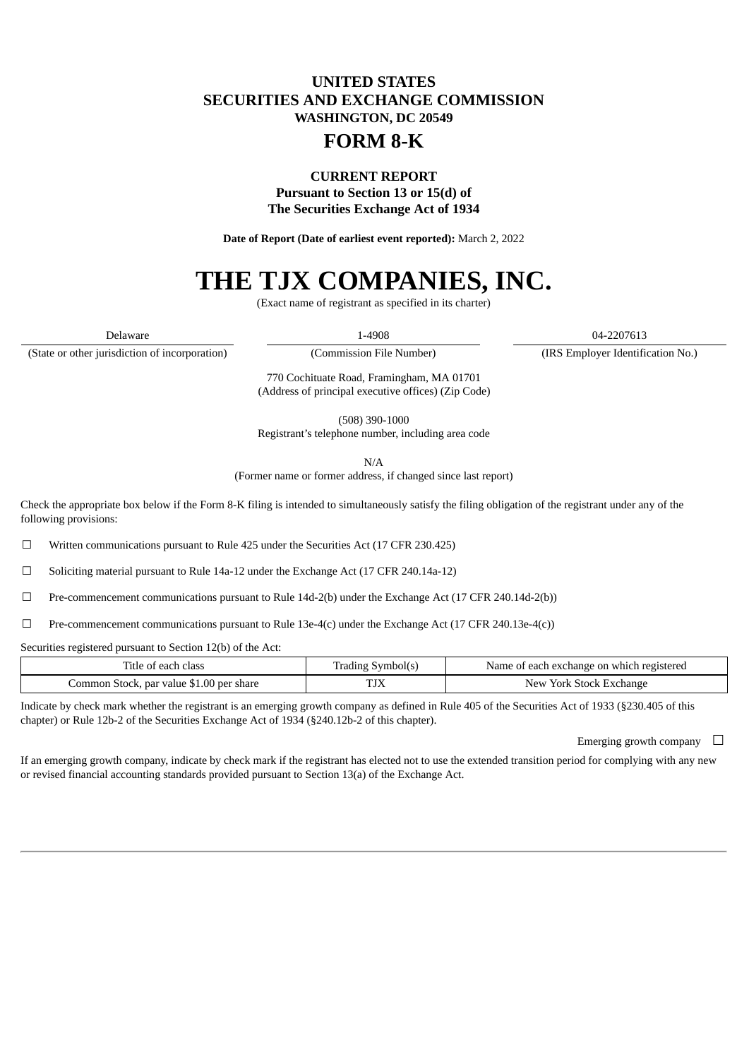# UNITED STATES
# SECURITIES AND EXCHANGE COMMISSION
**WASHINGTON, DC 20549**

# FORM 8-K

**CURRENT REPORT**
**Pursuant to Section 13 or 15(d) of**
**The Securities Exchange Act of 1934**

**Date of Report (Date of earliest event reported):** March 2, 2022

# THE TJX COMPANIES, INC.

(Exact name of registrant as specified in its charter)

| Delaware | 1-4908 | 04-2207613 |
|---|---|---|
| (State or other jurisdiction of incorporation) | (Commission File Number) | (IRS Employer Identification No.) |

770 Cochituate Road, Framingham, MA 01701
(Address of principal executive offices) (Zip Code)

(508) 390-1000
Registrant's telephone number, including area code

N/A
(Former name or former address, if changed since last report)

Check the appropriate box below if the Form 8-K filing is intended to simultaneously satisfy the filing obligation of the registrant under any of the following provisions:

☐ Written communications pursuant to Rule 425 under the Securities Act (17 CFR 230.425)

☐ Soliciting material pursuant to Rule 14a-12 under the Exchange Act (17 CFR 240.14a-12)

☐ Pre-commencement communications pursuant to Rule 14d-2(b) under the Exchange Act (17 CFR 240.14d-2(b))

☐ Pre-commencement communications pursuant to Rule 13e-4(c) under the Exchange Act (17 CFR 240.13e-4(c))

Securities registered pursuant to Section 12(b) of the Act:

| Title of each class | Trading Symbol(s) | Name of each exchange on which registered |
|---|---|---|
| Common Stock, par value $1.00 per share | TJX | New York Stock Exchange |

Indicate by check mark whether the registrant is an emerging growth company as defined in Rule 405 of the Securities Act of 1933 (§230.405 of this chapter) or Rule 12b-2 of the Securities Exchange Act of 1934 (§240.12b-2 of this chapter).

Emerging growth company ☐

If an emerging growth company, indicate by check mark if the registrant has elected not to use the extended transition period for complying with any new or revised financial accounting standards provided pursuant to Section 13(a) of the Exchange Act.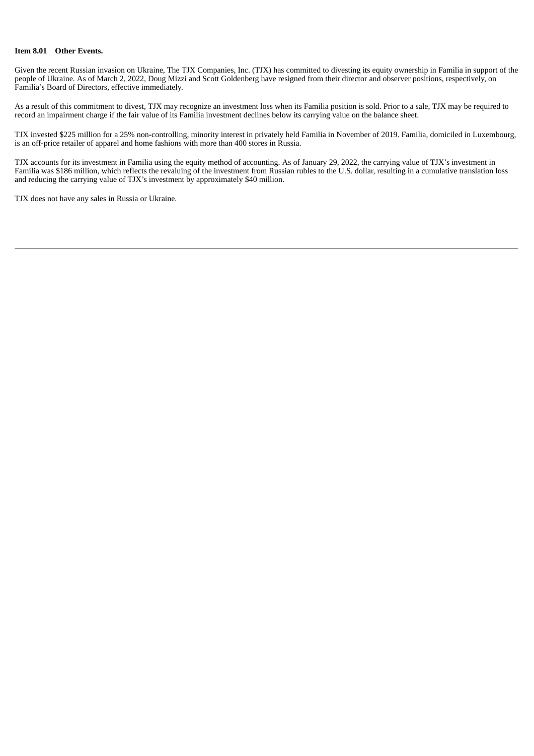**Item 8.01 Other Events.**

Given the recent Russian invasion on Ukraine, The TJX Companies, Inc. (TJX) has committed to divesting its equity ownership in Familia in support of the people of Ukraine. As of March 2, 2022, Doug Mizzi and Scott Goldenberg have resigned from their director and observer positions, respectively, on Familia's Board of Directors, effective immediately.

As a result of this commitment to divest, TJX may recognize an investment loss when its Familia position is sold. Prior to a sale, TJX may be required to record an impairment charge if the fair value of its Familia investment declines below its carrying value on the balance sheet.

TJX invested $225 million for a 25% non-controlling, minority interest in privately held Familia in November of 2019. Familia, domiciled in Luxembourg, is an off-price retailer of apparel and home fashions with more than 400 stores in Russia.

TJX accounts for its investment in Familia using the equity method of accounting. As of January 29, 2022, the carrying value of TJX's investment in Familia was $186 million, which reflects the revaluing of the investment from Russian rubles to the U.S. dollar, resulting in a cumulative translation loss and reducing the carrying value of TJX's investment by approximately $40 million.

TJX does not have any sales in Russia or Ukraine.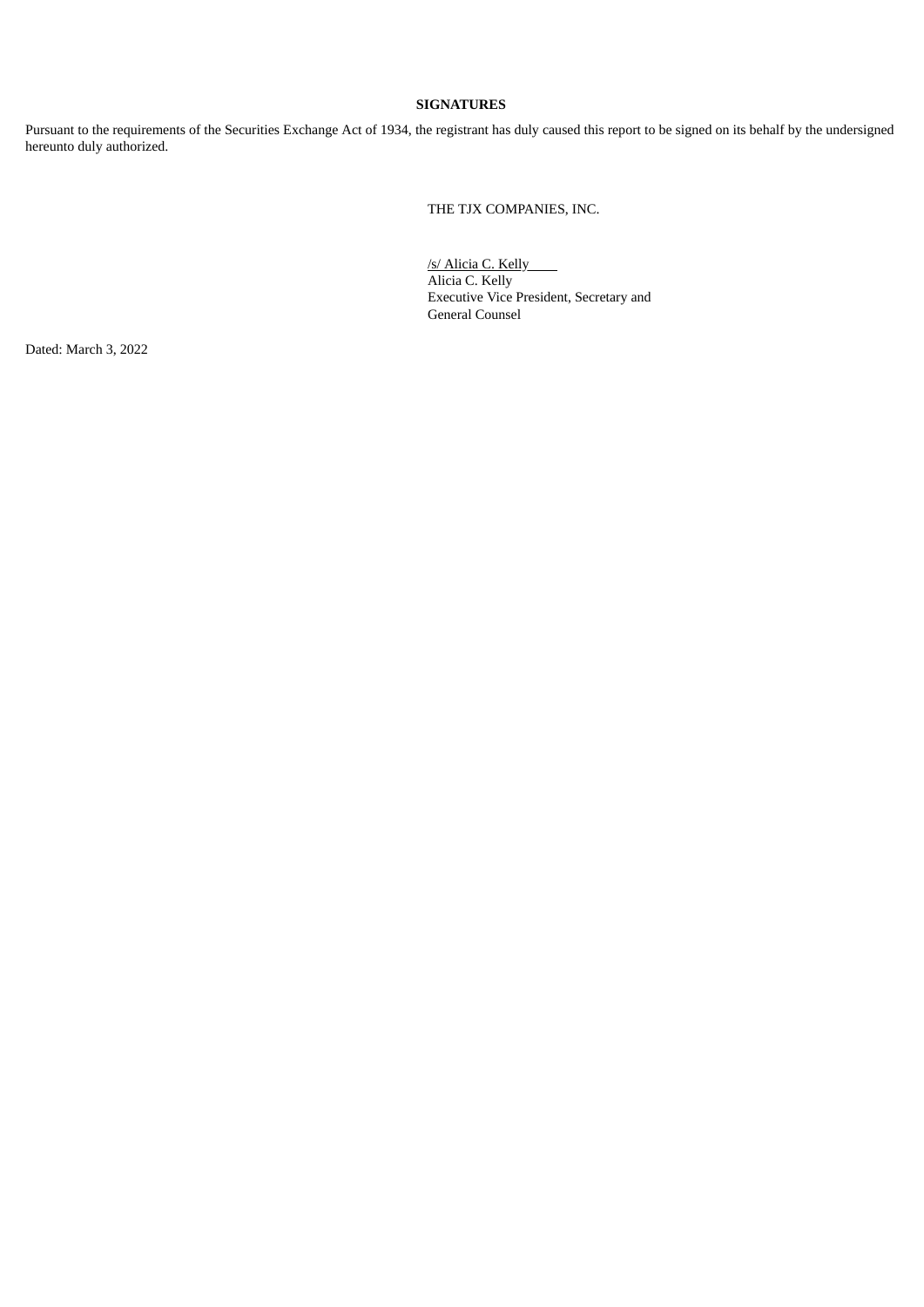**SIGNATURES**

Pursuant to the requirements of the Securities Exchange Act of 1934, the registrant has duly caused this report to be signed on its behalf by the undersigned hereunto duly authorized.

THE TJX COMPANIES, INC.

/s/ Alicia C. Kelly
Alicia C. Kelly
Executive Vice President, Secretary and
General Counsel

Dated: March 3, 2022